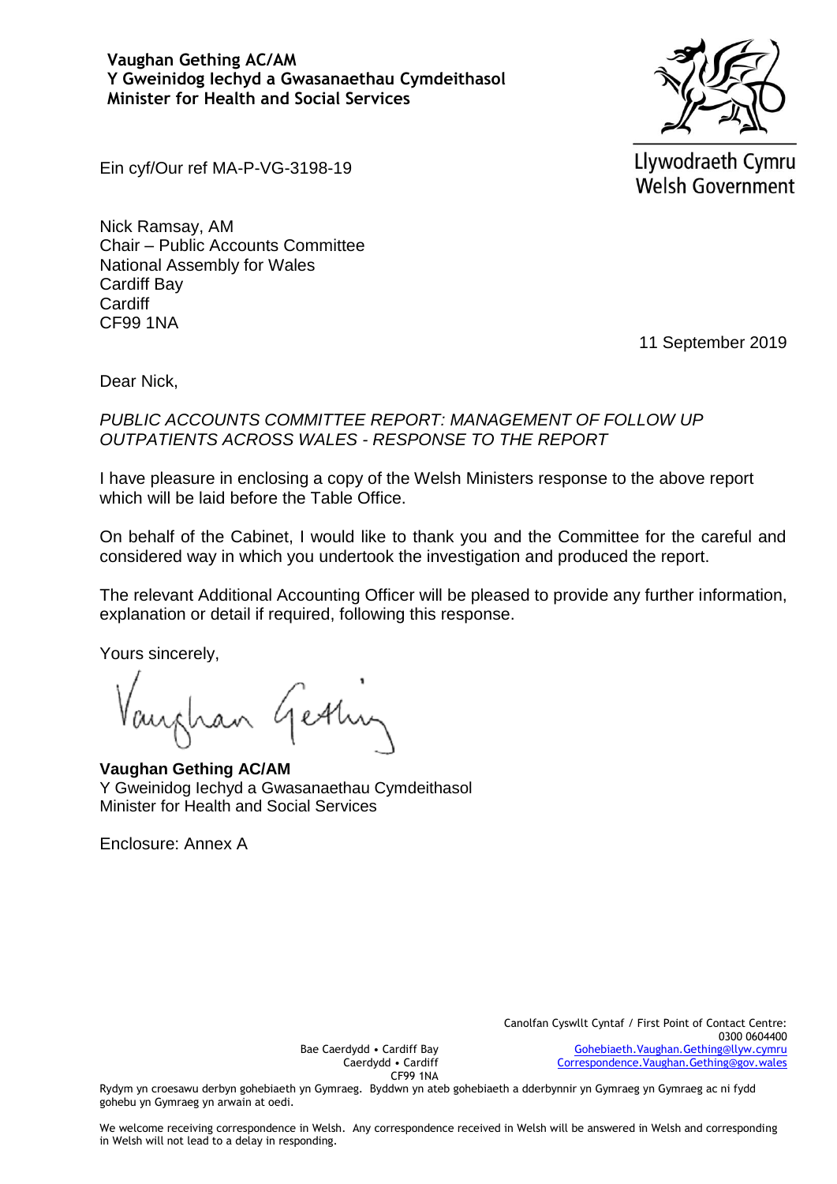**Vaughan Gething AC/AM**
**Y Gweinidog Iechyd a Gwasanaethau Cymdeithasol**
**Minister for Health and Social Services**

Llywodraeth Cymru
Welsh Government

Ein cyf/Our ref MA-P-VG-3198-19

Nick Ramsay, AM
Chair – Public Accounts Committee
National Assembly for Wales
Cardiff Bay
Cardiff
CF99 1NA

11 September 2019

Dear Nick,

*PUBLIC ACCOUNTS COMMITTEE REPORT: MANAGEMENT OF FOLLOW UP OUTPATIENTS ACROSS WALES - RESPONSE TO THE REPORT*

I have pleasure in enclosing a copy of the Welsh Ministers response to the above report which will be laid before the Table Office.

On behalf of the Cabinet, I would like to thank you and the Committee for the careful and considered way in which you undertook the investigation and produced the report.

The relevant Additional Accounting Officer will be pleased to provide any further information, explanation or detail if required, following this response.

Yours sincerely,

Vaughan Gething

**Vaughan Gething AC/AM**
Y Gweinidog Iechyd a Gwasanaethau Cymdeithasol
Minister for Health and Social Services

Enclosure: Annex A

Bae Caerdydd • Cardiff Bay
Caerdydd • Cardiff
CF99 1NA

Canolfan Cyswllt Cyntaf / First Point of Contact Centre:
0300 0604400
Gohebiaeth.Vaughan.Gething@llyw.cymru
Correspondence.Vaughan.Gething@gov.wales

Rydym yn croesawu derbyn gohebiaeth yn Gymraeg. Byddwn yn ateb gohebiaeth a dderbynnir yn Gymraeg yn Gymraeg ac ni fydd gohebu yn Gymraeg yn arwain at oedi.

We welcome receiving correspondence in Welsh. Any correspondence received in Welsh will be answered in Welsh and corresponding in Welsh will not lead to a delay in responding.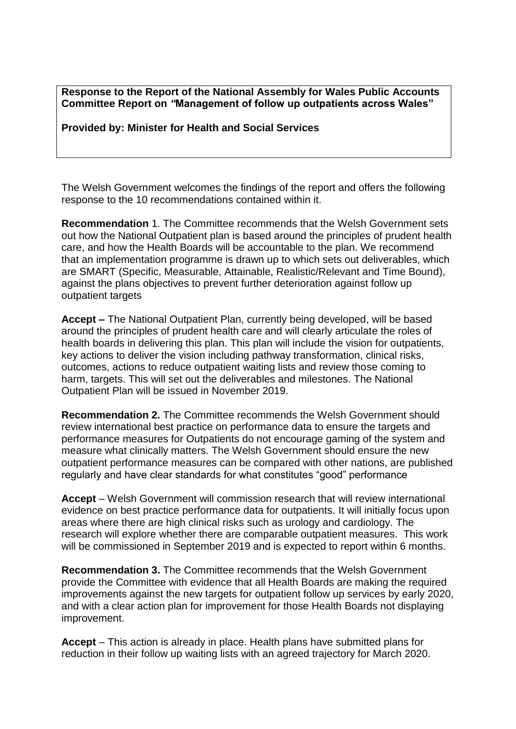**Response to the Report of the National Assembly for Wales Public Accounts Committee Report on *"*Management of follow up outpatients across Wales"**

**Provided by: Minister for Health and Social Services**

The Welsh Government welcomes the findings of the report and offers the following response to the 10 recommendations contained within it.

**Recommendation** 1. The Committee recommends that the Welsh Government sets out how the National Outpatient plan is based around the principles of prudent health care, and how the Health Boards will be accountable to the plan. We recommend that an implementation programme is drawn up to which sets out deliverables, which are SMART (Specific, Measurable, Attainable, Realistic/Relevant and Time Bound), against the plans objectives to prevent further deterioration against follow up outpatient targets

**Accept –** The National Outpatient Plan, currently being developed, will be based around the principles of prudent health care and will clearly articulate the roles of health boards in delivering this plan. This plan will include the vision for outpatients, key actions to deliver the vision including pathway transformation, clinical risks, outcomes, actions to reduce outpatient waiting lists and review those coming to harm, targets. This will set out the deliverables and milestones. The National Outpatient Plan will be issued in November 2019.

**Recommendation 2.** The Committee recommends the Welsh Government should review international best practice on performance data to ensure the targets and performance measures for Outpatients do not encourage gaming of the system and measure what clinically matters. The Welsh Government should ensure the new outpatient performance measures can be compared with other nations, are published regularly and have clear standards for what constitutes "good" performance

**Accept** – Welsh Government will commission research that will review international evidence on best practice performance data for outpatients. It will initially focus upon areas where there are high clinical risks such as urology and cardiology. The research will explore whether there are comparable outpatient measures. This work will be commissioned in September 2019 and is expected to report within 6 months.

**Recommendation 3.** The Committee recommends that the Welsh Government provide the Committee with evidence that all Health Boards are making the required improvements against the new targets for outpatient follow up services by early 2020, and with a clear action plan for improvement for those Health Boards not displaying improvement.

**Accept** – This action is already in place. Health plans have submitted plans for reduction in their follow up waiting lists with an agreed trajectory for March 2020.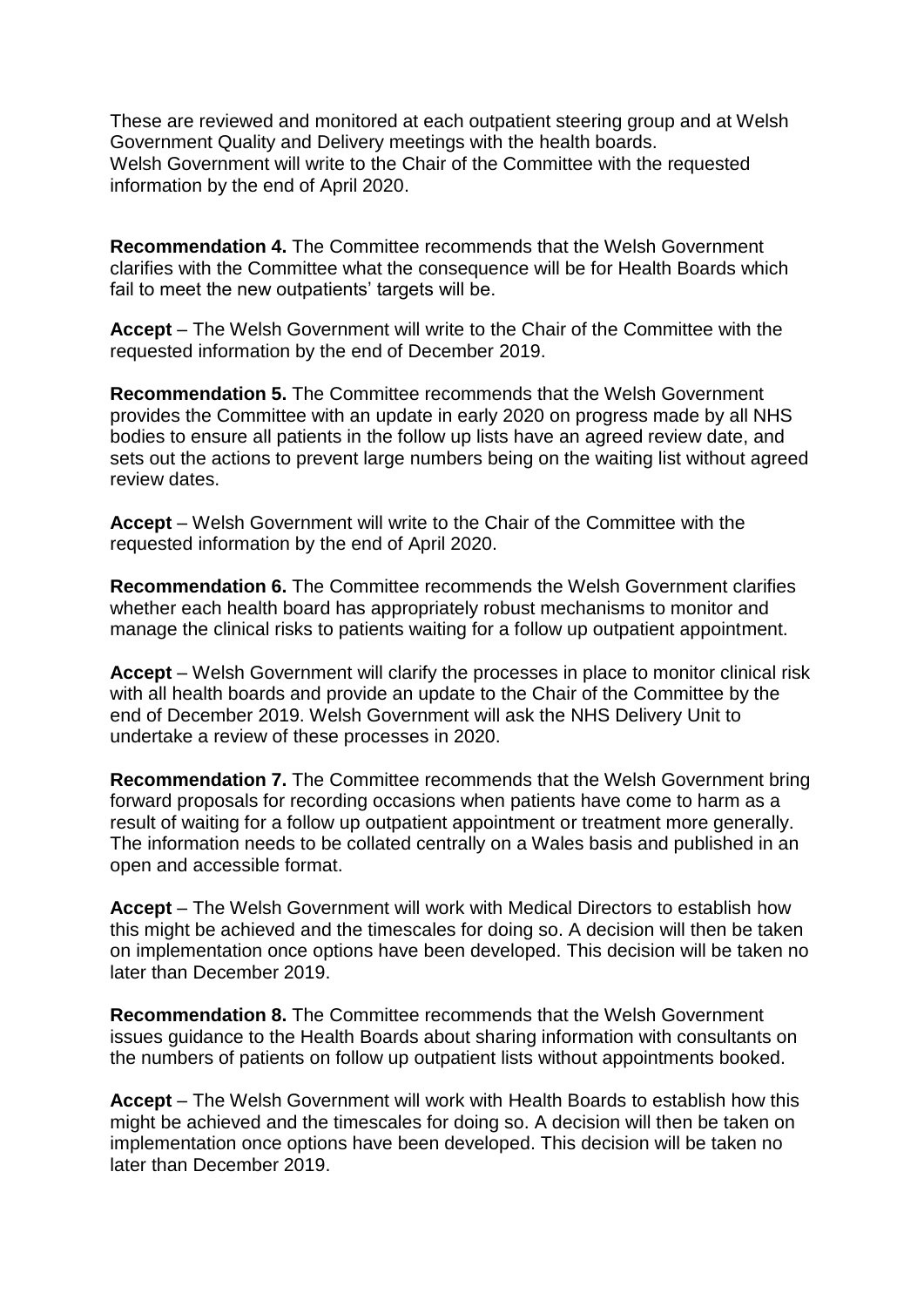These are reviewed and monitored at each outpatient steering group and at Welsh Government Quality and Delivery meetings with the health boards.
Welsh Government will write to the Chair of the Committee with the requested information by the end of April 2020.

**Recommendation 4.** The Committee recommends that the Welsh Government clarifies with the Committee what the consequence will be for Health Boards which fail to meet the new outpatients' targets will be.

**Accept** – The Welsh Government will write to the Chair of the Committee with the requested information by the end of December 2019.

**Recommendation 5.** The Committee recommends that the Welsh Government provides the Committee with an update in early 2020 on progress made by all NHS bodies to ensure all patients in the follow up lists have an agreed review date, and sets out the actions to prevent large numbers being on the waiting list without agreed review dates.

**Accept** – Welsh Government will write to the Chair of the Committee with the requested information by the end of April 2020.

**Recommendation 6.** The Committee recommends the Welsh Government clarifies whether each health board has appropriately robust mechanisms to monitor and manage the clinical risks to patients waiting for a follow up outpatient appointment.

**Accept** – Welsh Government will clarify the processes in place to monitor clinical risk with all health boards and provide an update to the Chair of the Committee by the end of December 2019. Welsh Government will ask the NHS Delivery Unit to undertake a review of these processes in 2020.

**Recommendation 7.** The Committee recommends that the Welsh Government bring forward proposals for recording occasions when patients have come to harm as a result of waiting for a follow up outpatient appointment or treatment more generally. The information needs to be collated centrally on a Wales basis and published in an open and accessible format.

**Accept** – The Welsh Government will work with Medical Directors to establish how this might be achieved and the timescales for doing so. A decision will then be taken on implementation once options have been developed. This decision will be taken no later than December 2019.

**Recommendation 8.** The Committee recommends that the Welsh Government issues guidance to the Health Boards about sharing information with consultants on the numbers of patients on follow up outpatient lists without appointments booked.

**Accept** – The Welsh Government will work with Health Boards to establish how this might be achieved and the timescales for doing so. A decision will then be taken on implementation once options have been developed. This decision will be taken no later than December 2019.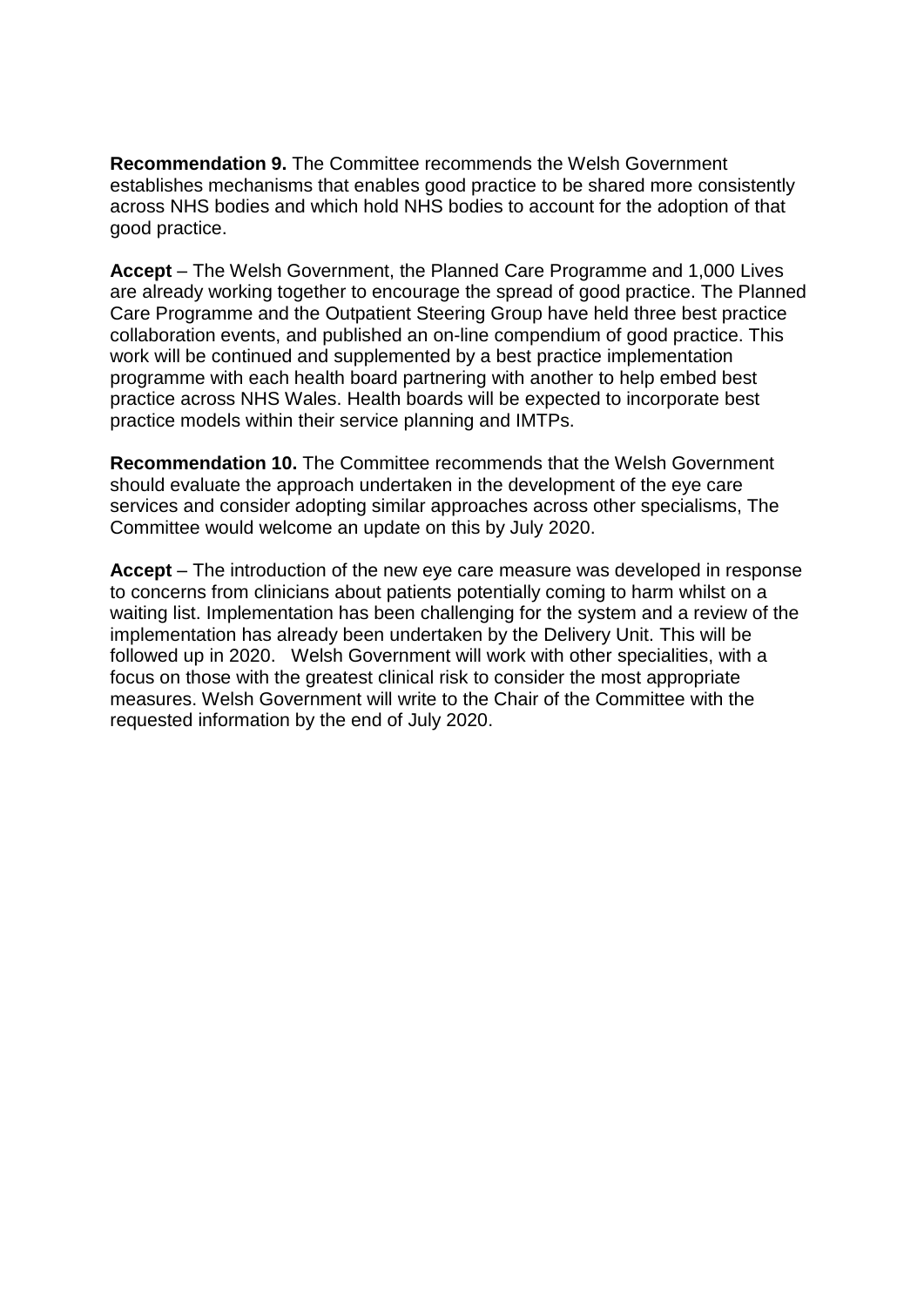**Recommendation 9.** The Committee recommends the Welsh Government establishes mechanisms that enables good practice to be shared more consistently across NHS bodies and which hold NHS bodies to account for the adoption of that good practice.

**Accept** – The Welsh Government, the Planned Care Programme and 1,000 Lives are already working together to encourage the spread of good practice. The Planned Care Programme and the Outpatient Steering Group have held three best practice collaboration events, and published an on-line compendium of good practice. This work will be continued and supplemented by a best practice implementation programme with each health board partnering with another to help embed best practice across NHS Wales. Health boards will be expected to incorporate best practice models within their service planning and IMTPs.

**Recommendation 10.** The Committee recommends that the Welsh Government should evaluate the approach undertaken in the development of the eye care services and consider adopting similar approaches across other specialisms, The Committee would welcome an update on this by July 2020.

**Accept** – The introduction of the new eye care measure was developed in response to concerns from clinicians about patients potentially coming to harm whilst on a waiting list. Implementation has been challenging for the system and a review of the implementation has already been undertaken by the Delivery Unit. This will be followed up in 2020. Welsh Government will work with other specialities, with a focus on those with the greatest clinical risk to consider the most appropriate measures. Welsh Government will write to the Chair of the Committee with the requested information by the end of July 2020.